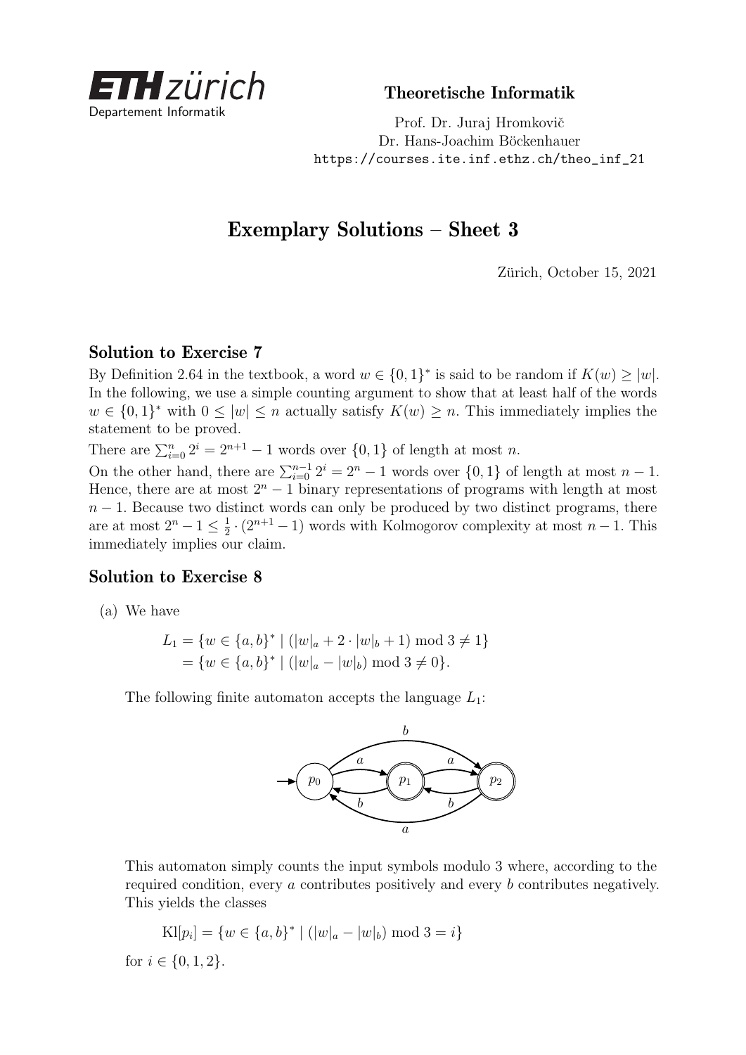ETH zürich
Departement Informatik

**Theoretische Informatik**

Prof. Dr. Juraj Hromkovič
Dr. Hans-Joachim Böckenhauer
https://courses.ite.inf.ethz.ch/theo_inf_21

# Exemplary Solutions – Sheet 3

Zürich, October 15, 2021

## Solution to Exercise 7

By Definition 2.64 in the textbook, a word $w \in \{0,1\}^*$ is said to be random if $K(w) \geq |w|$. In the following, we use a simple counting argument to show that at least half of the words $w \in \{0,1\}^*$ with $0 \leq |w| \leq n$ actually satisfy $K(w) \geq n$. This immediately implies the statement to be proved.

There are $\sum_{i=0}^{n} 2^i = 2^{n+1} - 1$ words over $\{0,1\}$ of length at most $n$.

On the other hand, there are $\sum_{i=0}^{n-1} 2^i = 2^n - 1$ words over $\{0,1\}$ of length at most $n-1$. Hence, there are at most $2^n - 1$ binary representations of programs with length at most $n-1$. Because two distinct words can only be produced by two distinct programs, there are at most $2^n - 1 \leq \frac{1}{2} \cdot (2^{n+1} - 1)$ words with Kolmogorov complexity at most $n-1$. This immediately implies our claim.

## Solution to Exercise 8

(a) We have

$$
\begin{aligned}
L_1 &= \{w \in \{a,b\}^* \mid (|w|_a + 2 \cdot |w|_b + 1) \bmod 3 \neq 1\} \\
&= \{w \in \{a,b\}^* \mid (|w|_a - |w|_b) \bmod 3 \neq 0\}.
\end{aligned}
$$

The following finite automaton accepts the language $L_1$:

This automaton simply counts the input symbols modulo 3 where, according to the required condition, every $a$ contributes positively and every $b$ contributes negatively. This yields the classes

$$
\mathrm{Kl}[p_i] = \{w \in \{a,b\}^* \mid (|w|_a - |w|_b) \bmod 3 = i\}
$$

for $i \in \{0,1,2\}$.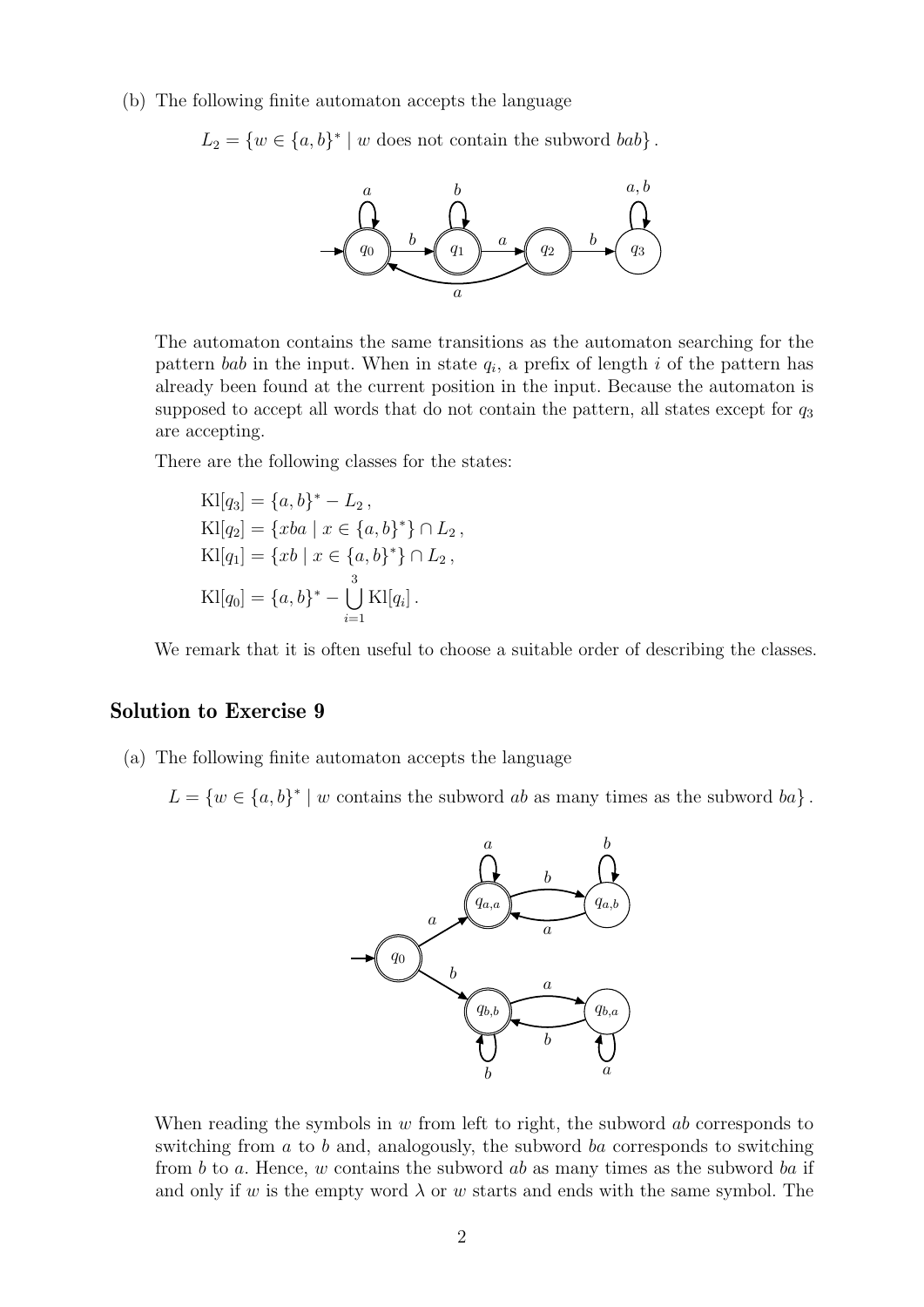(b) The following finite automaton accepts the language

$$L_2 = \{w \in \{a,b\}^* \mid w \text{ does not contain the subword } bab\}\,.$$

The automaton contains the same transitions as the automaton searching for the pattern $bab$ in the input. When in state $q_i$, a prefix of length $i$ of the pattern has already been found at the current position in the input. Because the automaton is supposed to accept all words that do not contain the pattern, all states except for $q_3$ are accepting.

There are the following classes for the states:

$$\begin{aligned}
\mathrm{Kl}[q_3] &= \{a,b\}^* - L_2\,,\\
\mathrm{Kl}[q_2] &= \{xba \mid x \in \{a,b\}^*\} \cap L_2\,,\\
\mathrm{Kl}[q_1] &= \{xb \mid x \in \{a,b\}^*\} \cap L_2\,,\\
\mathrm{Kl}[q_0] &= \{a,b\}^* - \bigcup_{i=1}^{3} \mathrm{Kl}[q_i]\,.
\end{aligned}$$

We remark that it is often useful to choose a suitable order of describing the classes.

## Solution to Exercise 9

(a) The following finite automaton accepts the language

$$L = \{w \in \{a,b\}^* \mid w \text{ contains the subword } ab \text{ as many times as the subword } ba\}\,.$$

When reading the symbols in $w$ from left to right, the subword $ab$ corresponds to switching from $a$ to $b$ and, analogously, the subword $ba$ corresponds to switching from $b$ to $a$. Hence, $w$ contains the subword $ab$ as many times as the subword $ba$ if and only if $w$ is the empty word $\lambda$ or $w$ starts and ends with the same symbol. The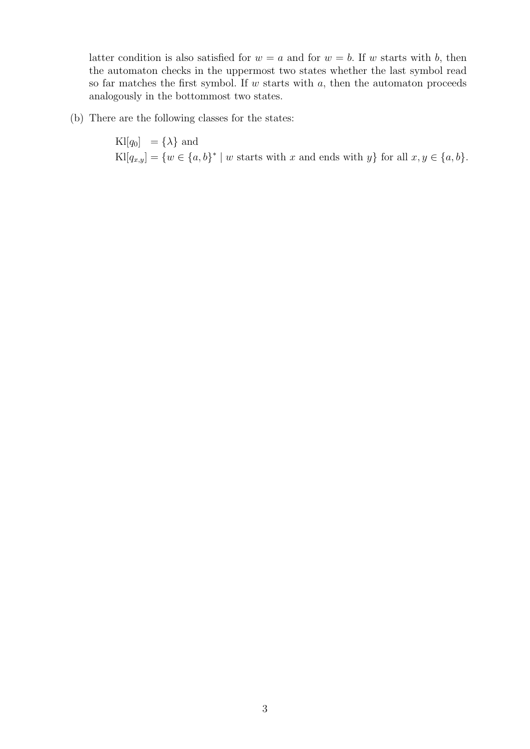latter condition is also satisfied for $w = a$ and for $w = b$. If $w$ starts with $b$, then the automaton checks in the uppermost two states whether the last symbol read so far matches the first symbol. If $w$ starts with $a$, then the automaton proceeds analogously in the bottommost two states.

(b) There are the following classes for the states:

$$\begin{aligned}
\mathrm{Kl}[q_0] &= \{\lambda\} \text{ and} \\
\mathrm{Kl}[q_{x,y}] &= \{w \in \{a,b\}^* \mid w \text{ starts with } x \text{ and ends with } y\} \text{ for all } x, y \in \{a, b\}.
\end{aligned}$$